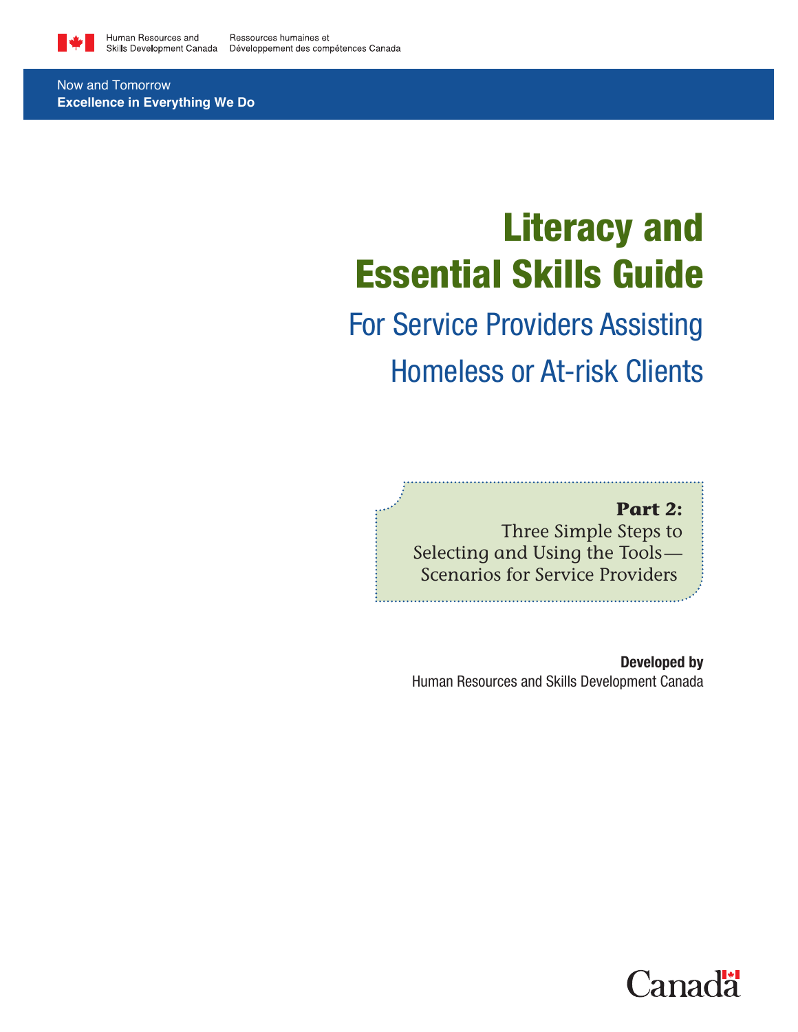Human Resources and Skills Development Canada | Ressources humaines et Développement des compétences Canada

Now and Tomorrow
**Excellence in Everything We Do**

# Literacy and Essential Skills Guide

## For Service Providers Assisting Homeless or At-risk Clients

**Part 2:**
Three Simple Steps to Selecting and Using the Tools—Scenarios for Service Providers

**Developed by**
Human Resources and Skills Development Canada

Canada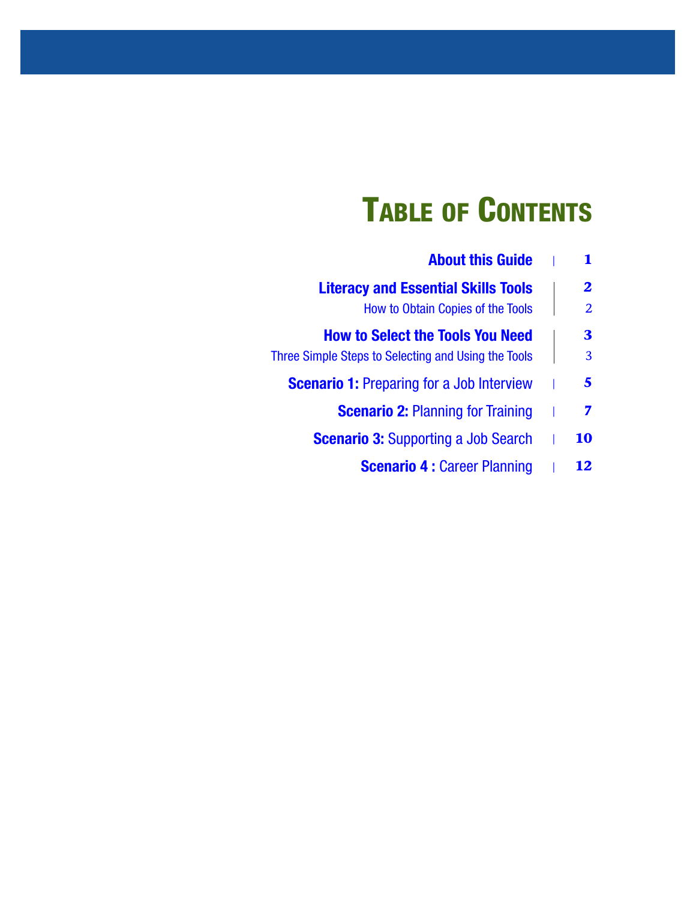# Table of Contents

| | |
|---|---|
| **About this Guide** | **1** |
| **Literacy and Essential Skills Tools** | **2** |
| How to Obtain Copies of the Tools | 2 |
| **How to Select the Tools You Need** | **3** |
| Three Simple Steps to Selecting and Using the Tools | 3 |
| **Scenario 1:** Preparing for a Job Interview | **5** |
| **Scenario 2:** Planning for Training | **7** |
| **Scenario 3:** Supporting a Job Search | **10** |
| **Scenario 4 :** Career Planning | **12** |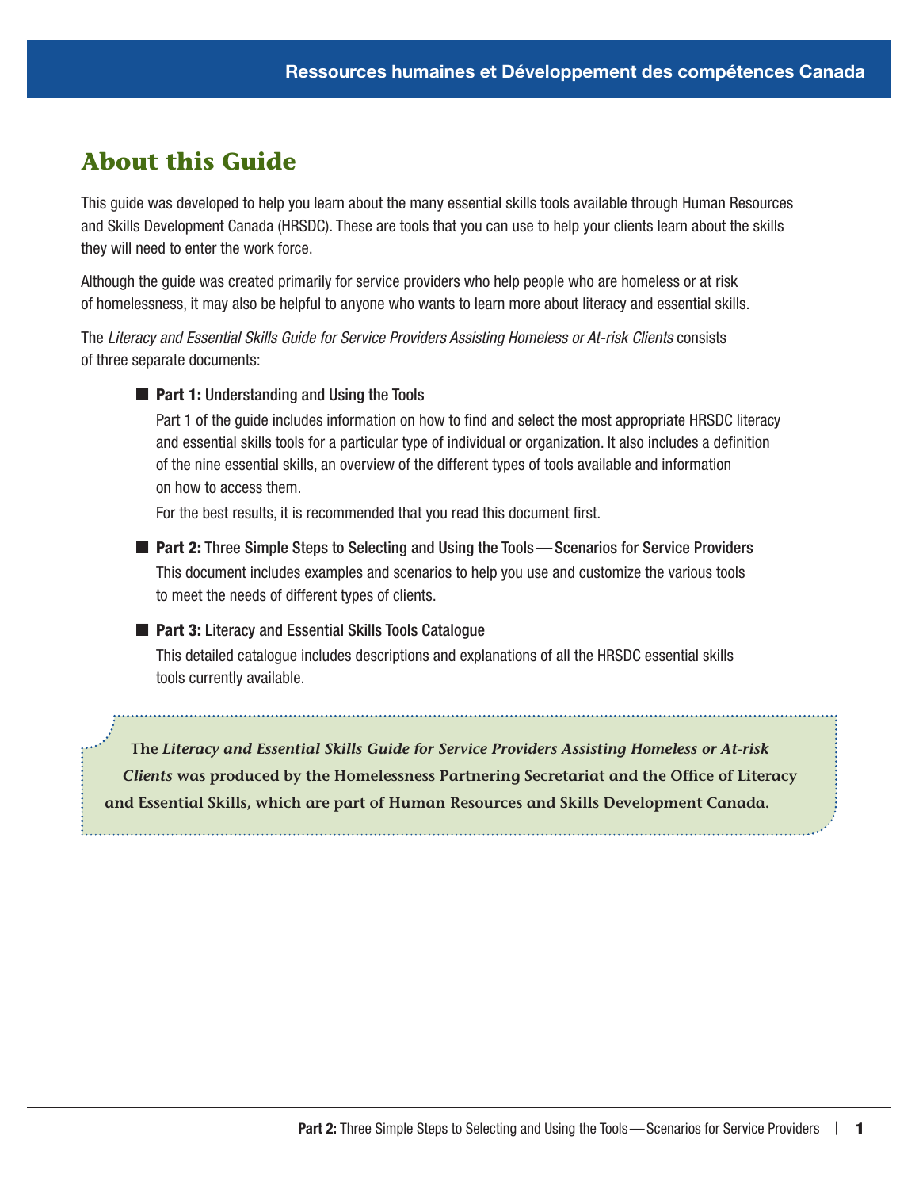# About this Guide

This guide was developed to help you learn about the many essential skills tools available through Human Resources and Skills Development Canada (HRSDC). These are tools that you can use to help your clients learn about the skills they will need to enter the work force.

Although the guide was created primarily for service providers who help people who are homeless or at risk of homelessness, it may also be helpful to anyone who wants to learn more about literacy and essential skills.

The *Literacy and Essential Skills Guide for Service Providers Assisting Homeless or At-risk Clients* consists of three separate documents:

- **Part 1:** Understanding and Using the Tools

  Part 1 of the guide includes information on how to find and select the most appropriate HRSDC literacy and essential skills tools for a particular type of individual or organization. It also includes a definition of the nine essential skills, an overview of the different types of tools available and information on how to access them.

  For the best results, it is recommended that you read this document first.

- **Part 2:** Three Simple Steps to Selecting and Using the Tools — Scenarios for Service Providers

  This document includes examples and scenarios to help you use and customize the various tools to meet the needs of different types of clients.

- **Part 3:** Literacy and Essential Skills Tools Catalogue

  This detailed catalogue includes descriptions and explanations of all the HRSDC essential skills tools currently available.

**The *Literacy and Essential Skills Guide for Service Providers Assisting Homeless or At-risk Clients* was produced by the Homelessness Partnering Secretariat and the Office of Literacy and Essential Skills, which are part of Human Resources and Skills Development Canada.**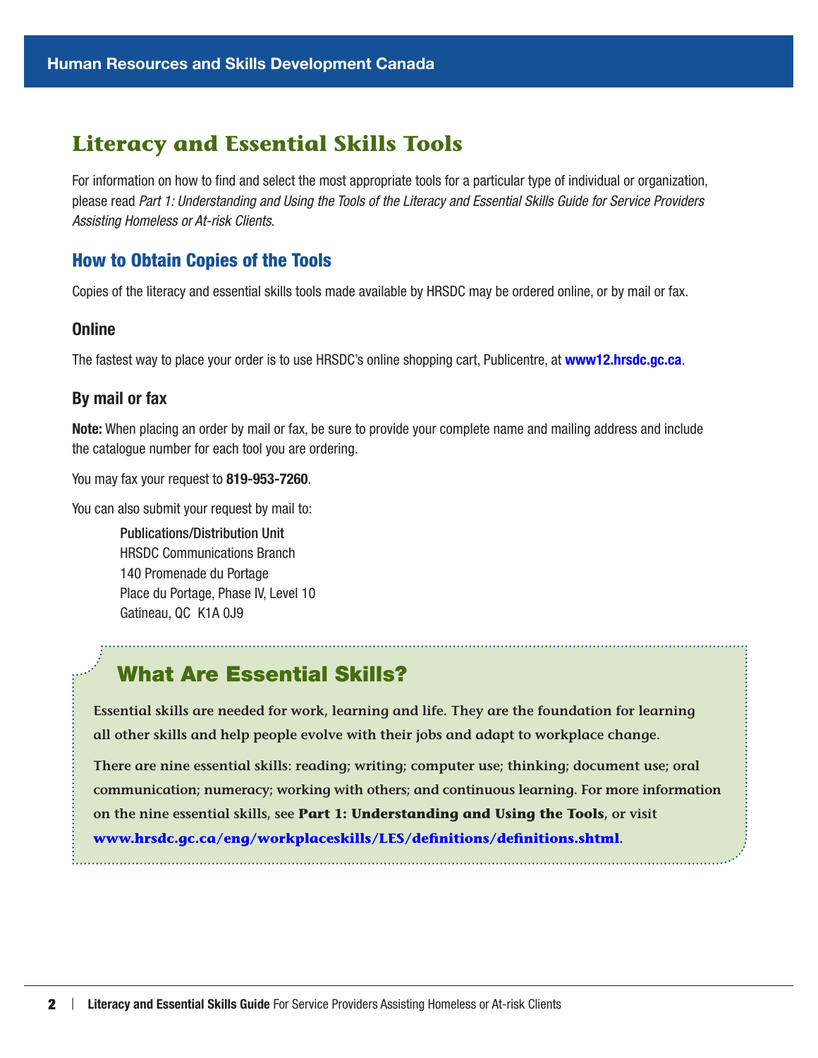# Literacy and Essential Skills Tools

For information on how to find and select the most appropriate tools for a particular type of individual or organization, please read *Part 1: Understanding and Using the Tools of the Literacy and Essential Skills Guide for Service Providers Assisting Homeless or At-risk Clients*.

## How to Obtain Copies of the Tools

Copies of the literacy and essential skills tools made available by HRSDC may be ordered online, or by mail or fax.

### Online

The fastest way to place your order is to use HRSDC's online shopping cart, Publicentre, at **www12.hrsdc.gc.ca**.

### By mail or fax

**Note:** When placing an order by mail or fax, be sure to provide your complete name and mailing address and include the catalogue number for each tool you are ordering.

You may fax your request to **819-953-7260**.

You can also submit your request by mail to:

Publications/Distribution Unit
HRSDC Communications Branch
140 Promenade du Portage
Place du Portage, Phase IV, Level 10
Gatineau, QC K1A 0J9

## What Are Essential Skills?

Essential skills are needed for work, learning and life. They are the foundation for learning all other skills and help people evolve with their jobs and adapt to workplace change.

There are nine essential skills: reading; writing; computer use; thinking; document use; oral communication; numeracy; working with others; and continuous learning. For more information on the nine essential skills, see **Part 1: Understanding and Using the Tools**, or visit **www.hrsdc.gc.ca/eng/workplaceskills/LES/definitions/definitions.shtml**.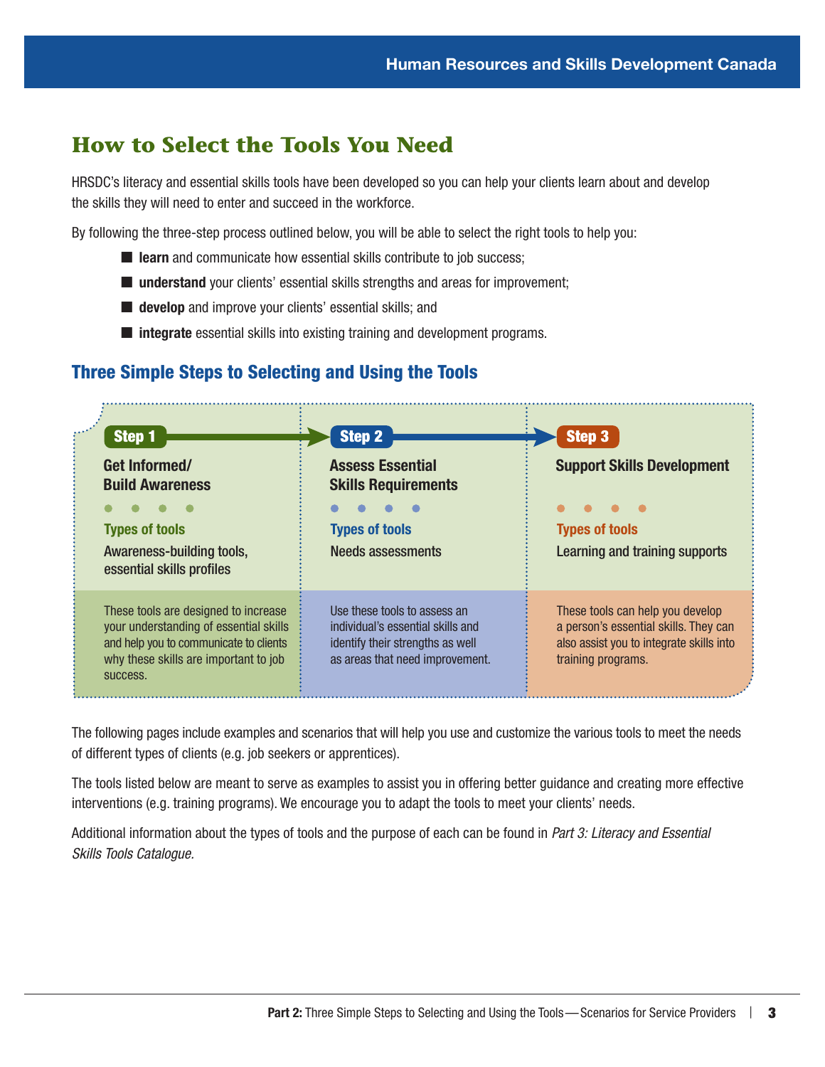## How to Select the Tools You Need

HRSDC's literacy and essential skills tools have been developed so you can help your clients learn about and develop the skills they will need to enter and succeed in the workforce.

By following the three-step process outlined below, you will be able to select the right tools to help you:

- **learn** and communicate how essential skills contribute to job success;
- **understand** your clients' essential skills strengths and areas for improvement;
- **develop** and improve your clients' essential skills; and
- **integrate** essential skills into existing training and development programs.

### Three Simple Steps to Selecting and Using the Tools

| Step 1 | Step 2 | Step 3 |
| --- | --- | --- |
| **Get Informed/ Build Awareness** | **Assess Essential Skills Requirements** | **Support Skills Development** |
| **Types of tools** | **Types of tools** | **Types of tools** |
| Awareness-building tools, essential skills profiles | Needs assessments | Learning and training supports |
| These tools are designed to increase your understanding of essential skills and help you to communicate to clients why these skills are important to job success. | Use these tools to assess an individual's essential skills and identify their strengths as well as areas that need improvement. | These tools can help you develop a person's essential skills. They can also assist you to integrate skills into training programs. |

The following pages include examples and scenarios that will help you use and customize the various tools to meet the needs of different types of clients (e.g. job seekers or apprentices).

The tools listed below are meant to serve as examples to assist you in offering better guidance and creating more effective interventions (e.g. training programs). We encourage you to adapt the tools to meet your clients' needs.

Additional information about the types of tools and the purpose of each can be found in *Part 3: Literacy and Essential Skills Tools Catalogue.*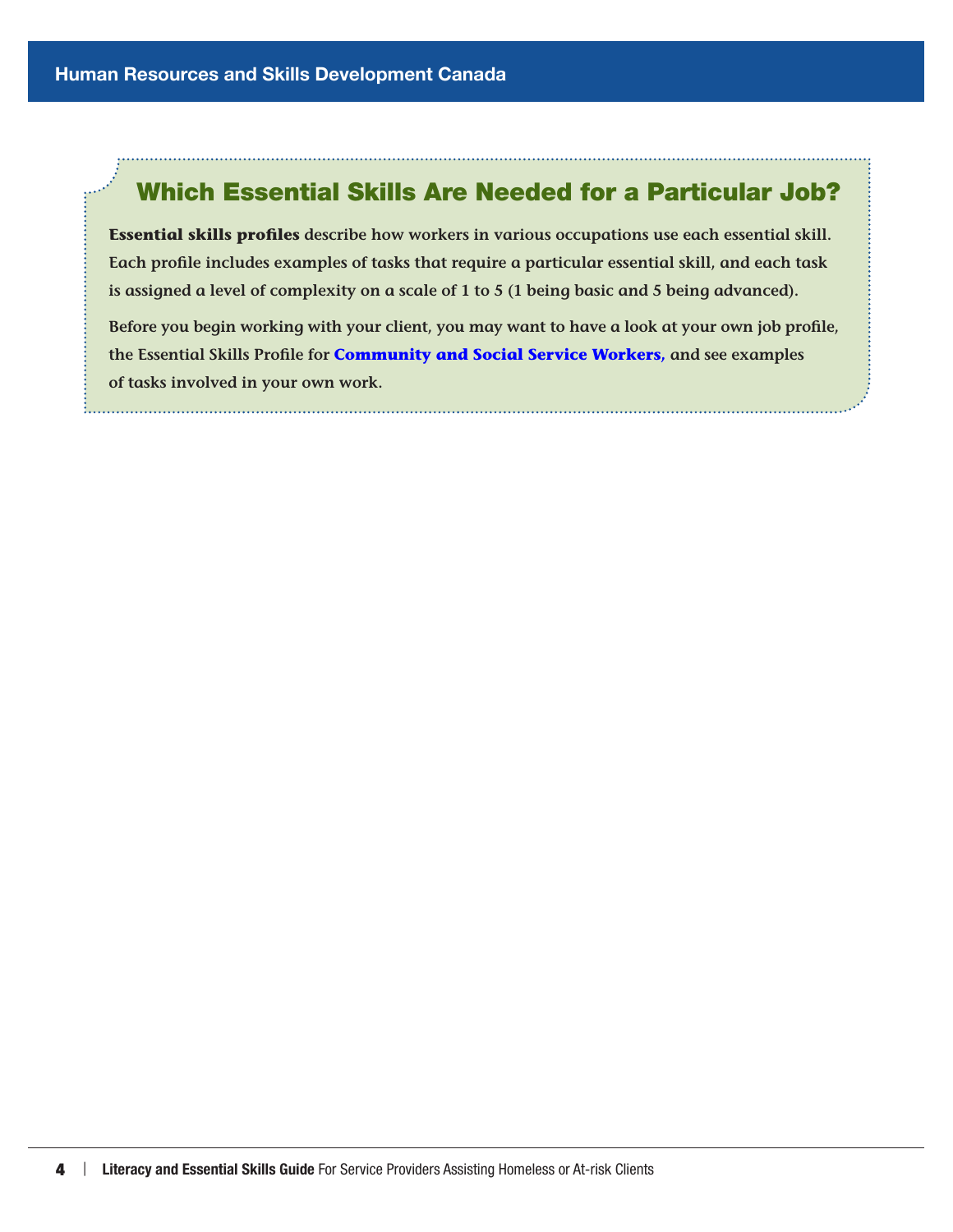## Which Essential Skills Are Needed for a Particular Job?

**Essential skills profiles** describe how workers in various occupations use each essential skill. Each profile includes examples of tasks that require a particular essential skill, and each task is assigned a level of complexity on a scale of 1 to 5 (1 being basic and 5 being advanced).

Before you begin working with your client, you may want to have a look at your own job profile, the Essential Skills Profile for **Community and Social Service Workers,** and see examples of tasks involved in your own work.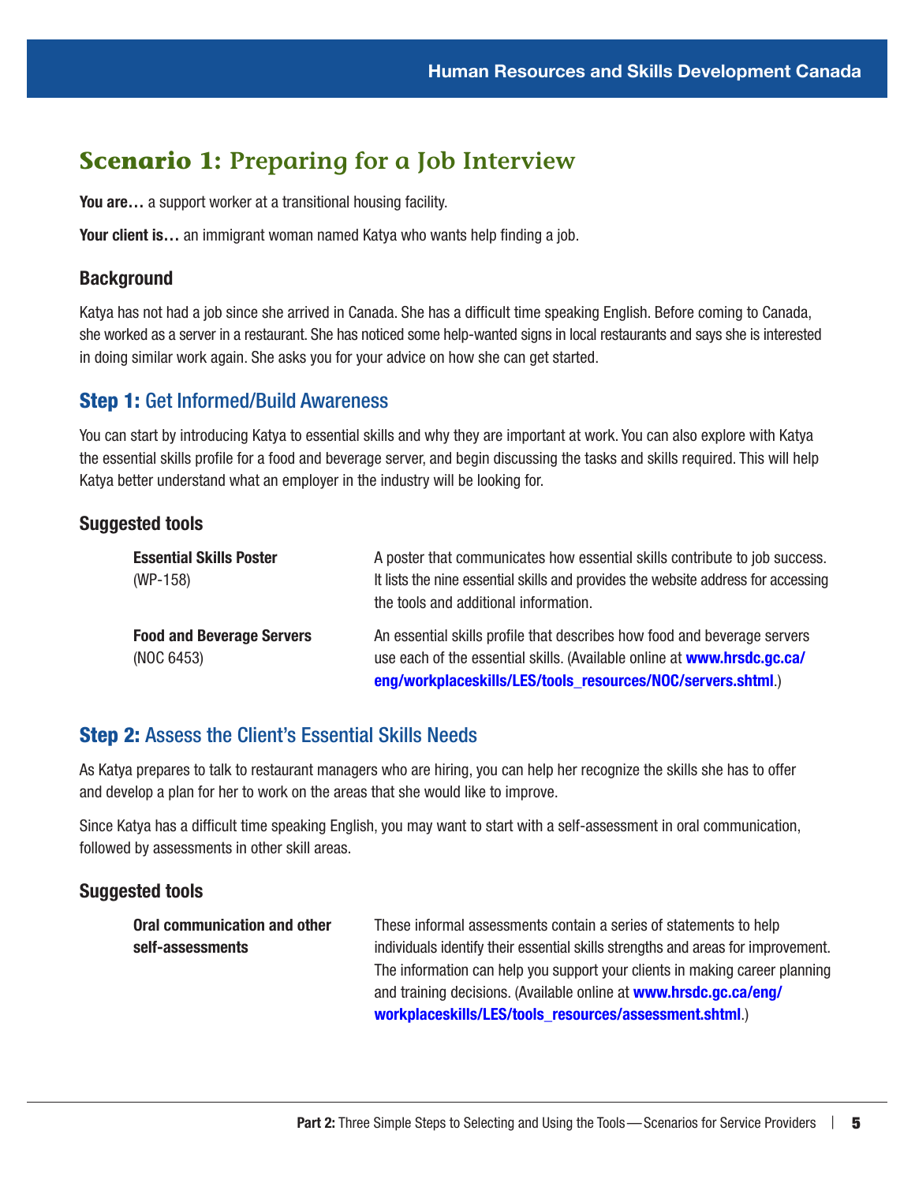## Scenario 1: Preparing for a Job Interview

**You are…** a support worker at a transitional housing facility.

**Your client is…** an immigrant woman named Katya who wants help finding a job.

### Background

Katya has not had a job since she arrived in Canada. She has a difficult time speaking English. Before coming to Canada, she worked as a server in a restaurant. She has noticed some help-wanted signs in local restaurants and says she is interested in doing similar work again. She asks you for your advice on how she can get started.

### **Step 1:** Get Informed/Build Awareness

You can start by introducing Katya to essential skills and why they are important at work. You can also explore with Katya the essential skills profile for a food and beverage server, and begin discussing the tasks and skills required. This will help Katya better understand what an employer in the industry will be looking for.

#### Suggested tools

| | |
|---|---|
| **Essential Skills Poster** (WP-158) | A poster that communicates how essential skills contribute to job success. It lists the nine essential skills and provides the website address for accessing the tools and additional information. |
| **Food and Beverage Servers** (NOC 6453) | An essential skills profile that describes how food and beverage servers use each of the essential skills. (Available online at **www.hrsdc.gc.ca/eng/workplaceskills/LES/tools_resources/NOC/servers.shtml**.) |

### **Step 2:** Assess the Client's Essential Skills Needs

As Katya prepares to talk to restaurant managers who are hiring, you can help her recognize the skills she has to offer and develop a plan for her to work on the areas that she would like to improve.

Since Katya has a difficult time speaking English, you may want to start with a self-assessment in oral communication, followed by assessments in other skill areas.

#### Suggested tools

| | |
|---|---|
| **Oral communication and other self-assessments** | These informal assessments contain a series of statements to help individuals identify their essential skills strengths and areas for improvement. The information can help you support your clients in making career planning and training decisions. (Available online at **www.hrsdc.gc.ca/eng/workplaceskills/LES/tools_resources/assessment.shtml**.) |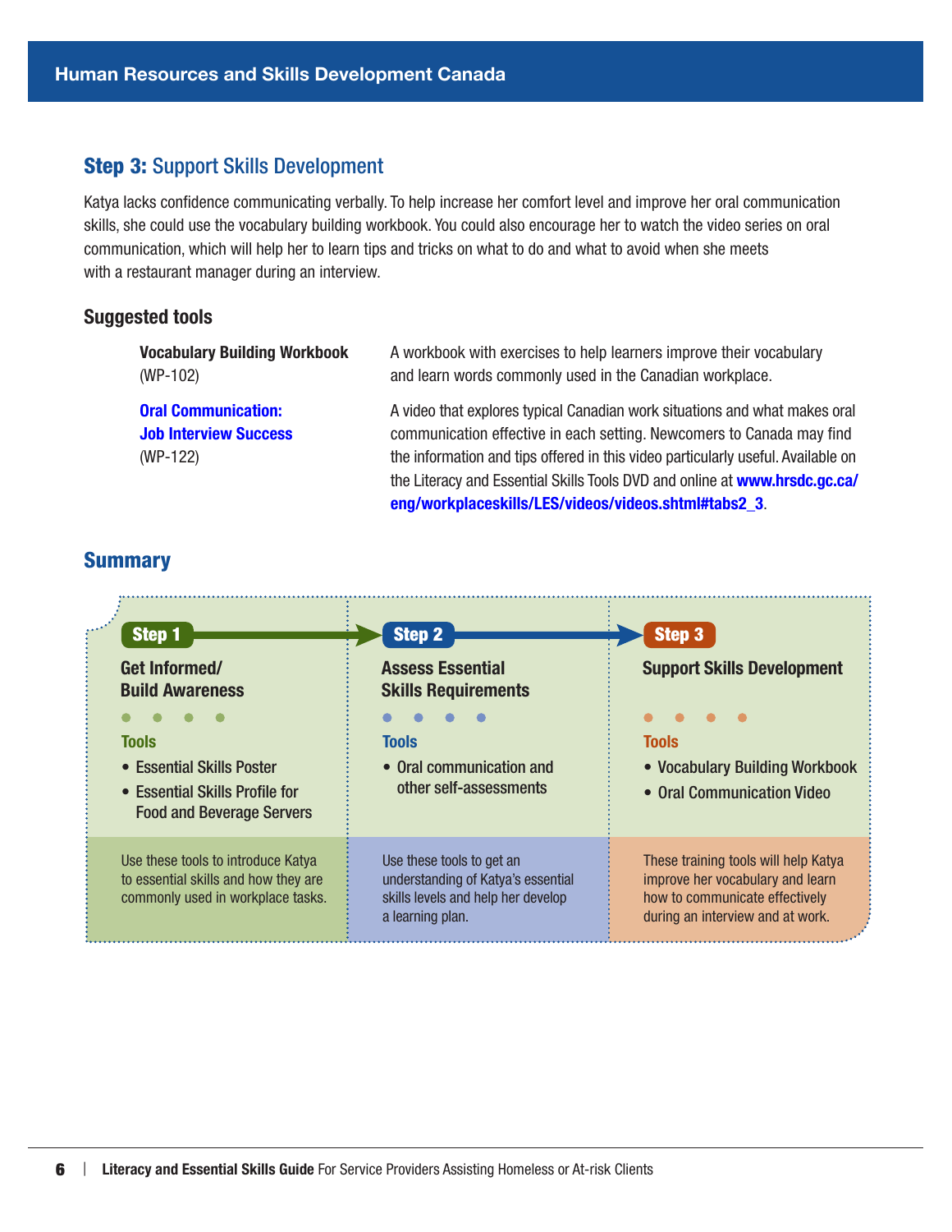## Step 3: Support Skills Development

Katya lacks confidence communicating verbally. To help increase her comfort level and improve her oral communication skills, she could use the vocabulary building workbook. You could also encourage her to watch the video series on oral communication, which will help her to learn tips and tricks on what to do and what to avoid when she meets with a restaurant manager during an interview.

### Suggested tools

**Vocabulary Building Workbook** (WP-102)
A workbook with exercises to help learners improve their vocabulary and learn words commonly used in the Canadian workplace.

**Oral Communication: Job Interview Success** (WP-122)
A video that explores typical Canadian work situations and what makes oral communication effective in each setting. Newcomers to Canada may find the information and tips offered in this video particularly useful. Available on the Literacy and Essential Skills Tools DVD and online at **www.hrsdc.gc.ca/eng/workplaceskills/LES/videos/videos.shtml#tabs2_3**.

## Summary

| Step 1 | Step 2 | Step 3 |
|---|---|---|
| **Get Informed/ Build Awareness** | **Assess Essential Skills Requirements** | **Support Skills Development** |
| **Tools**<br>• Essential Skills Poster<br>• Essential Skills Profile for Food and Beverage Servers | **Tools**<br>• Oral communication and other self-assessments | **Tools**<br>• Vocabulary Building Workbook<br>• Oral Communication Video |
| Use these tools to introduce Katya to essential skills and how they are commonly used in workplace tasks. | Use these tools to get an understanding of Katya's essential skills levels and help her develop a learning plan. | These training tools will help Katya improve her vocabulary and learn how to communicate effectively during an interview and at work. |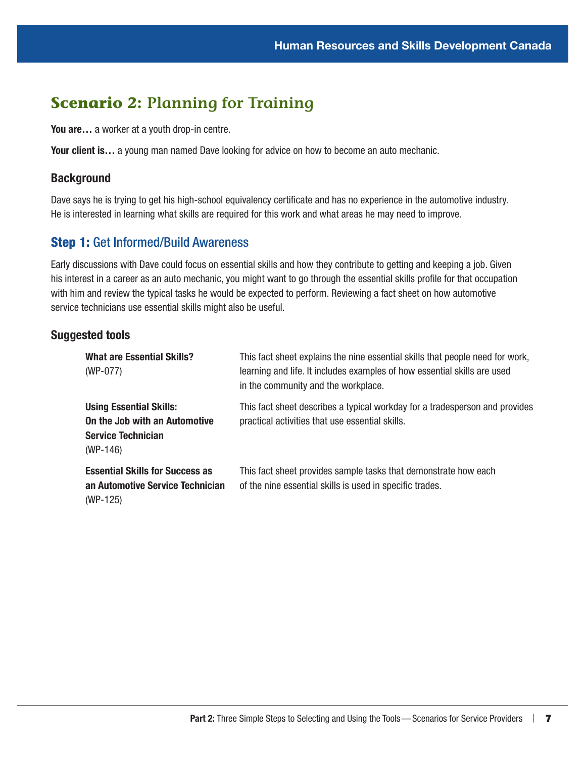## Scenario 2: Planning for Training

**You are…** a worker at a youth drop-in centre.

**Your client is…** a young man named Dave looking for advice on how to become an auto mechanic.

### Background

Dave says he is trying to get his high-school equivalency certificate and has no experience in the automotive industry. He is interested in learning what skills are required for this work and what areas he may need to improve.

### Step 1: Get Informed/Build Awareness

Early discussions with Dave could focus on essential skills and how they contribute to getting and keeping a job. Given his interest in a career as an auto mechanic, you might want to go through the essential skills profile for that occupation with him and review the typical tasks he would be expected to perform. Reviewing a fact sheet on how automotive service technicians use essential skills might also be useful.

### Suggested tools

| Tool | Description |
| --- | --- |
| **What are Essential Skills?** (WP-077) | This fact sheet explains the nine essential skills that people need for work, learning and life. It includes examples of how essential skills are used in the community and the workplace. |
| **Using Essential Skills: On the Job with an Automotive Service Technician** (WP-146) | This fact sheet describes a typical workday for a tradesperson and provides practical activities that use essential skills. |
| **Essential Skills for Success as an Automotive Service Technician** (WP-125) | This fact sheet provides sample tasks that demonstrate how each of the nine essential skills is used in specific trades. |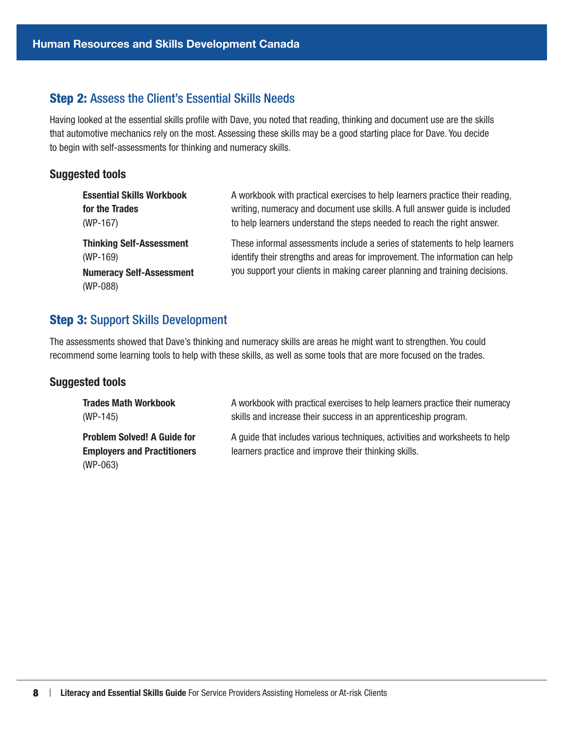## **Step 2:** Assess the Client's Essential Skills Needs

Having looked at the essential skills profile with Dave, you noted that reading, thinking and document use are the skills that automotive mechanics rely on the most. Assessing these skills may be a good starting place for Dave. You decide to begin with self-assessments for thinking and numeracy skills.

### Suggested tools

| | |
|---|---|
| **Essential Skills Workbook for the Trades** (WP-167) | A workbook with practical exercises to help learners practice their reading, writing, numeracy and document use skills. A full answer guide is included to help learners understand the steps needed to reach the right answer. |
| **Thinking Self-Assessment** (WP-169) **Numeracy Self-Assessment** (WP-088) | These informal assessments include a series of statements to help learners identify their strengths and areas for improvement. The information can help you support your clients in making career planning and training decisions. |

## **Step 3:** Support Skills Development

The assessments showed that Dave's thinking and numeracy skills are areas he might want to strengthen. You could recommend some learning tools to help with these skills, as well as some tools that are more focused on the trades.

### Suggested tools

| | |
|---|---|
| **Trades Math Workbook** (WP-145) | A workbook with practical exercises to help learners practice their numeracy skills and increase their success in an apprenticeship program. |
| **Problem Solved! A Guide for Employers and Practitioners** (WP-063) | A guide that includes various techniques, activities and worksheets to help learners practice and improve their thinking skills. |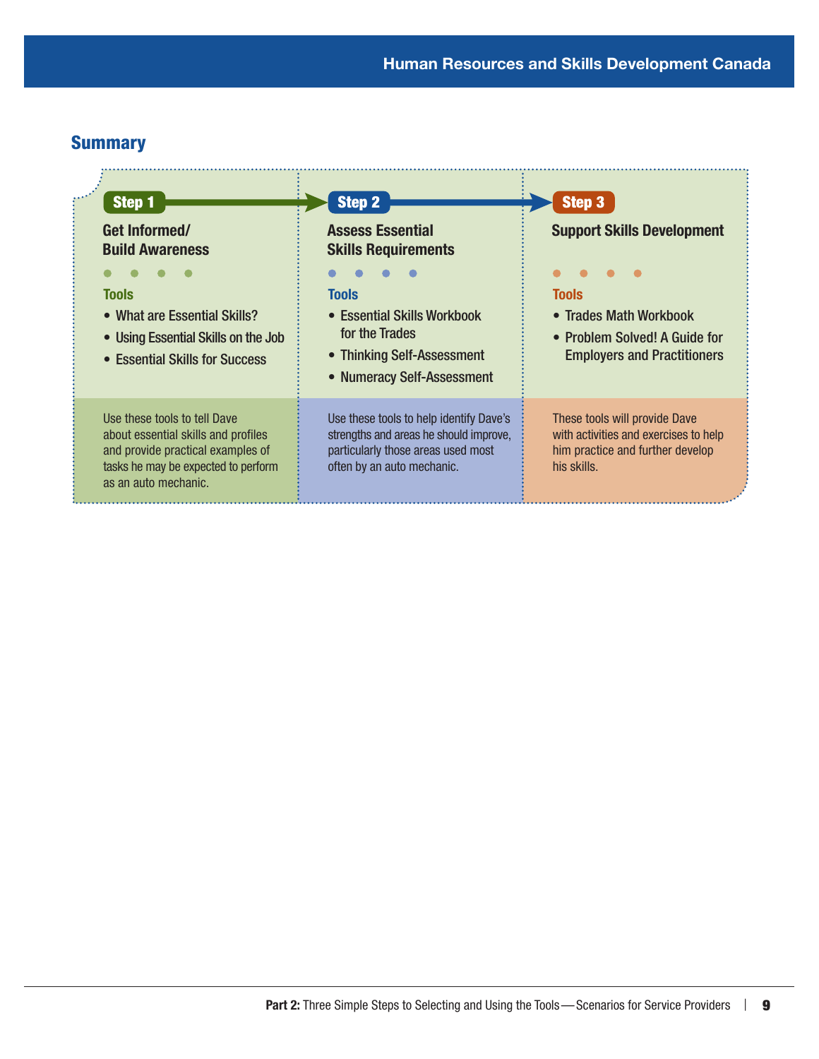## Summary

### Step 1

**Get Informed/ Build Awareness**

**Tools**

- What are Essential Skills?
- Using Essential Skills on the Job
- Essential Skills for Success

Use these tools to tell Dave about essential skills and profiles and provide practical examples of tasks he may be expected to perform as an auto mechanic.

### Step 2

**Assess Essential Skills Requirements**

**Tools**

- Essential Skills Workbook for the Trades
- Thinking Self-Assessment
- Numeracy Self-Assessment

Use these tools to help identify Dave's strengths and areas he should improve, particularly those areas used most often by an auto mechanic.

### Step 3

**Support Skills Development**

**Tools**

- Trades Math Workbook
- Problem Solved! A Guide for Employers and Practitioners

These tools will provide Dave with activities and exercises to help him practice and further develop his skills.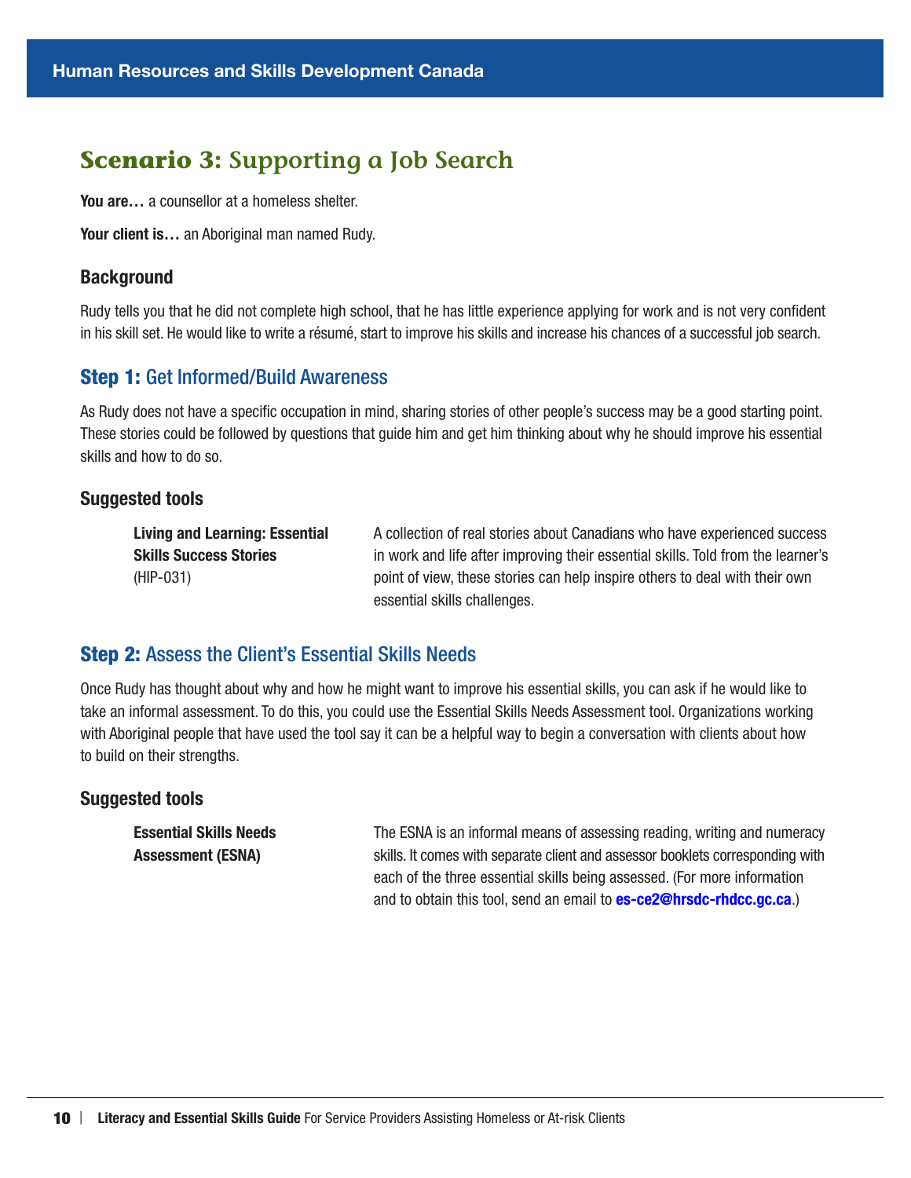## Scenario 3: Supporting a Job Search

**You are…** a counsellor at a homeless shelter.

**Your client is…** an Aboriginal man named Rudy.

### Background

Rudy tells you that he did not complete high school, that he has little experience applying for work and is not very confident in his skill set. He would like to write a résumé, start to improve his skills and increase his chances of a successful job search.

### Step 1: Get Informed/Build Awareness

As Rudy does not have a specific occupation in mind, sharing stories of other people's success may be a good starting point. These stories could be followed by questions that guide him and get him thinking about why he should improve his essential skills and how to do so.

#### Suggested tools

| | |
|---|---|
| **Living and Learning: Essential Skills Success Stories** (HIP-031) | A collection of real stories about Canadians who have experienced success in work and life after improving their essential skills. Told from the learner's point of view, these stories can help inspire others to deal with their own essential skills challenges. |

### Step 2: Assess the Client's Essential Skills Needs

Once Rudy has thought about why and how he might want to improve his essential skills, you can ask if he would like to take an informal assessment. To do this, you could use the Essential Skills Needs Assessment tool. Organizations working with Aboriginal people that have used the tool say it can be a helpful way to begin a conversation with clients about how to build on their strengths.

#### Suggested tools

| | |
|---|---|
| **Essential Skills Needs Assessment (ESNA)** | The ESNA is an informal means of assessing reading, writing and numeracy skills. It comes with separate client and assessor booklets corresponding with each of the three essential skills being assessed. (For more information and to obtain this tool, send an email to **es-ce2@hrsdc-rhdcc.gc.ca**.) |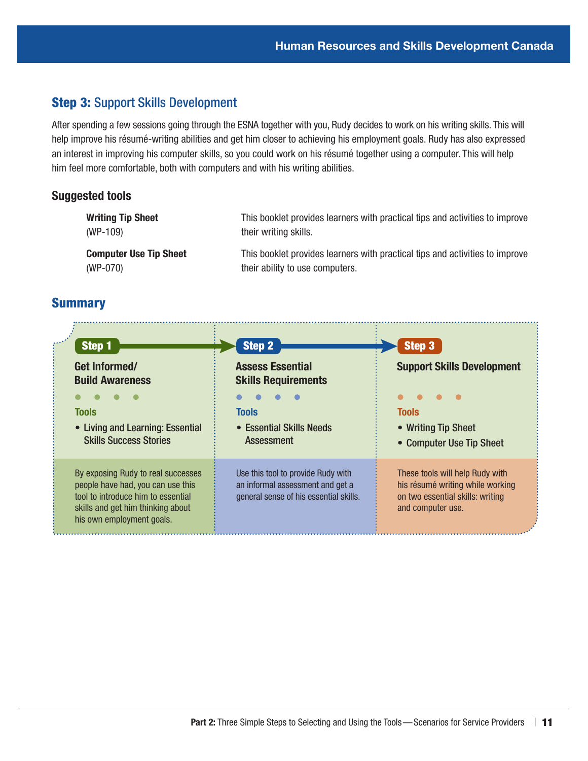## Step 3: Support Skills Development

After spending a few sessions going through the ESNA together with you, Rudy decides to work on his writing skills. This will help improve his résumé-writing abilities and get him closer to achieving his employment goals. Rudy has also expressed an interest in improving his computer skills, so you could work on his résumé together using a computer. This will help him feel more comfortable, both with computers and with his writing abilities.

### Suggested tools

| | |
|---|---|
| **Writing Tip Sheet** (WP-109) | This booklet provides learners with practical tips and activities to improve their writing skills. |
| **Computer Use Tip Sheet** (WP-070) | This booklet provides learners with practical tips and activities to improve their ability to use computers. |

## Summary

| Step 1 | Step 2 | Step 3 |
|---|---|---|
| **Get Informed/ Build Awareness** | **Assess Essential Skills Requirements** | **Support Skills Development** |
| **Tools**<br>• Living and Learning: Essential Skills Success Stories | **Tools**<br>• Essential Skills Needs Assessment | **Tools**<br>• Writing Tip Sheet<br>• Computer Use Tip Sheet |
| By exposing Rudy to real successes people have had, you can use this tool to introduce him to essential skills and get him thinking about his own employment goals. | Use this tool to provide Rudy with an informal assessment and get a general sense of his essential skills. | These tools will help Rudy with his résumé writing while working on two essential skills: writing and computer use. |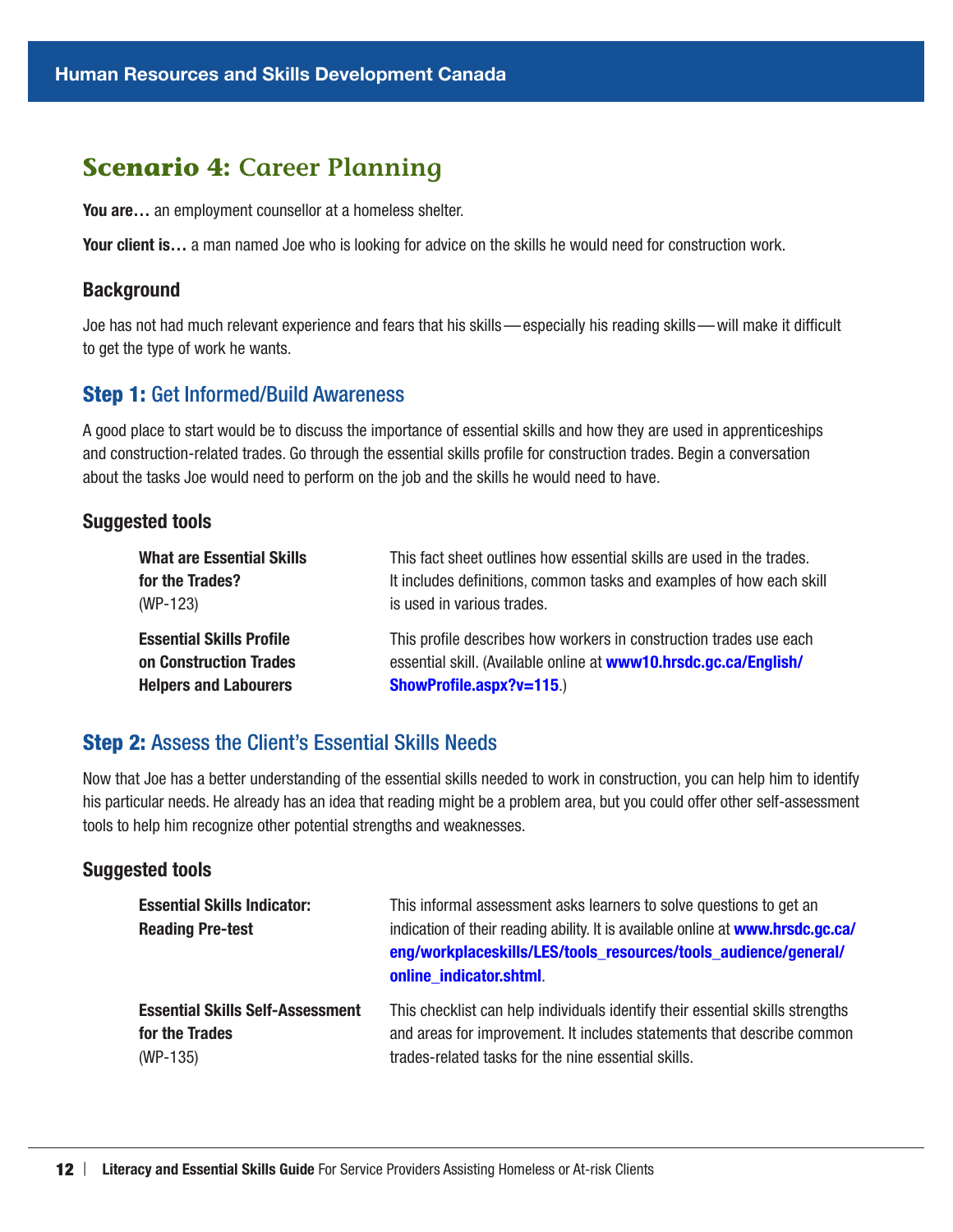## Scenario 4: Career Planning

**You are…** an employment counsellor at a homeless shelter.

**Your client is…** a man named Joe who is looking for advice on the skills he would need for construction work.

### Background

Joe has not had much relevant experience and fears that his skills — especially his reading skills — will make it difficult to get the type of work he wants.

### Step 1: Get Informed/Build Awareness

A good place to start would be to discuss the importance of essential skills and how they are used in apprenticeships and construction-related trades. Go through the essential skills profile for construction trades. Begin a conversation about the tasks Joe would need to perform on the job and the skills he would need to have.

#### Suggested tools

| | |
|---|---|
| **What are Essential Skills for the Trades?** (WP-123) | This fact sheet outlines how essential skills are used in the trades. It includes definitions, common tasks and examples of how each skill is used in various trades. |
| **Essential Skills Profile on Construction Trades Helpers and Labourers** | This profile describes how workers in construction trades use each essential skill. (Available online at **www10.hrsdc.gc.ca/English/ShowProfile.aspx?v=115**.) |

### Step 2: Assess the Client's Essential Skills Needs

Now that Joe has a better understanding of the essential skills needed to work in construction, you can help him to identify his particular needs. He already has an idea that reading might be a problem area, but you could offer other self-assessment tools to help him recognize other potential strengths and weaknesses.

#### Suggested tools

| | |
|---|---|
| **Essential Skills Indicator: Reading Pre-test** | This informal assessment asks learners to solve questions to get an indication of their reading ability. It is available online at **www.hrsdc.gc.ca/eng/workplaceskills/LES/tools_resources/tools_audience/general/online_indicator.shtml**. |
| **Essential Skills Self-Assessment for the Trades** (WP-135) | This checklist can help individuals identify their essential skills strengths and areas for improvement. It includes statements that describe common trades-related tasks for the nine essential skills. |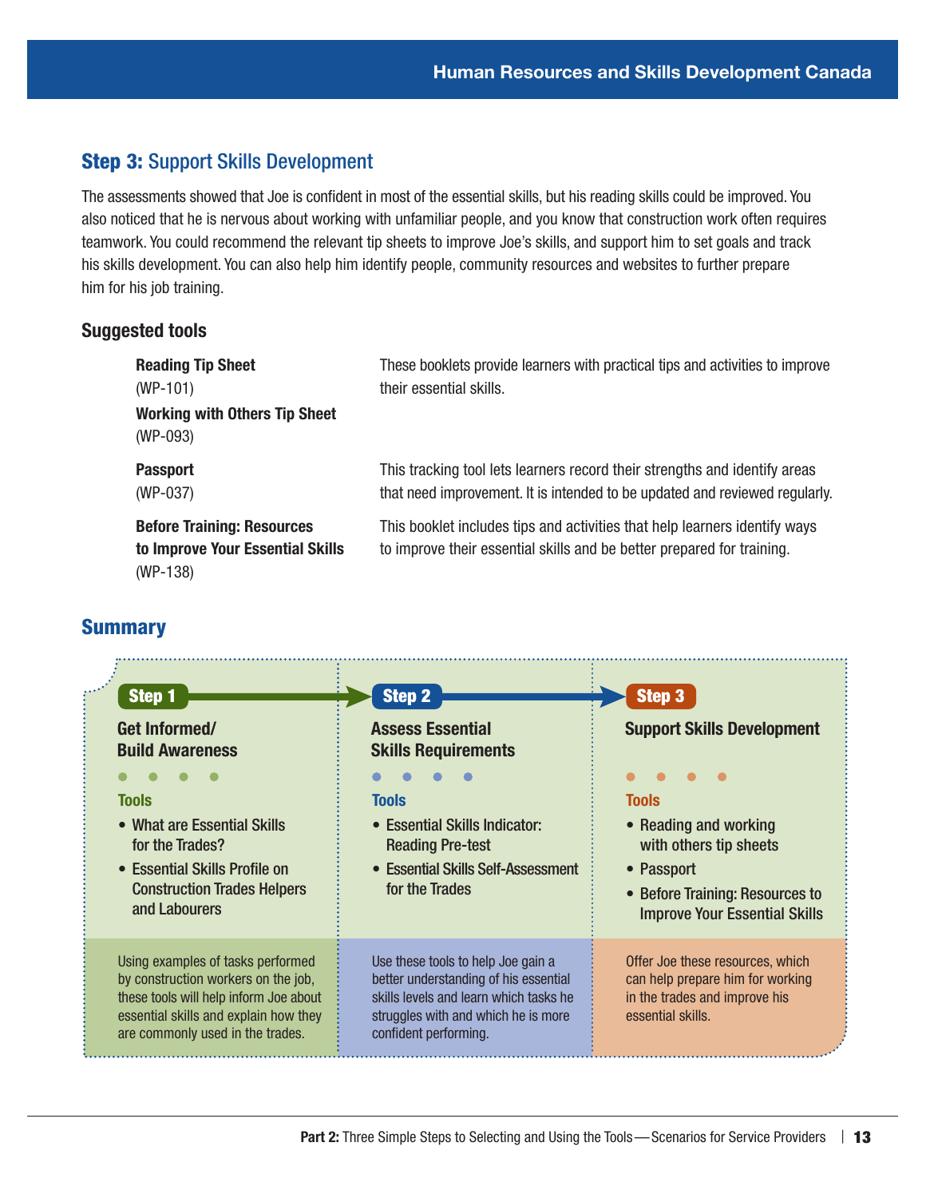## Step 3: Support Skills Development

The assessments showed that Joe is confident in most of the essential skills, but his reading skills could be improved. You also noticed that he is nervous about working with unfamiliar people, and you know that construction work often requires teamwork. You could recommend the relevant tip sheets to improve Joe's skills, and support him to set goals and track his skills development. You can also help him identify people, community resources and websites to further prepare him for his job training.

### Suggested tools

| | |
|---|---|
| **Reading Tip Sheet** (WP-101)<br>**Working with Others Tip Sheet** (WP-093) | These booklets provide learners with practical tips and activities to improve their essential skills. |
| **Passport** (WP-037) | This tracking tool lets learners record their strengths and identify areas that need improvement. It is intended to be updated and reviewed regularly. |
| **Before Training: Resources to Improve Your Essential Skills** (WP-138) | This booklet includes tips and activities that help learners identify ways to improve their essential skills and be better prepared for training. |

## Summary

| Step 1 | Step 2 | Step 3 |
|---|---|---|
| **Get Informed/ Build Awareness** | **Assess Essential Skills Requirements** | **Support Skills Development** |
| **Tools**<br>• What are Essential Skills for the Trades?<br>• Essential Skills Profile on Construction Trades Helpers and Labourers | **Tools**<br>• Essential Skills Indicator: Reading Pre-test<br>• Essential Skills Self-Assessment for the Trades | **Tools**<br>• Reading and working with others tip sheets<br>• Passport<br>• Before Training: Resources to Improve Your Essential Skills |
| Using examples of tasks performed by construction workers on the job, these tools will help inform Joe about essential skills and explain how they are commonly used in the trades. | Use these tools to help Joe gain a better understanding of his essential skills levels and learn which tasks he struggles with and which he is more confident performing. | Offer Joe these resources, which can help prepare him for working in the trades and improve his essential skills. |